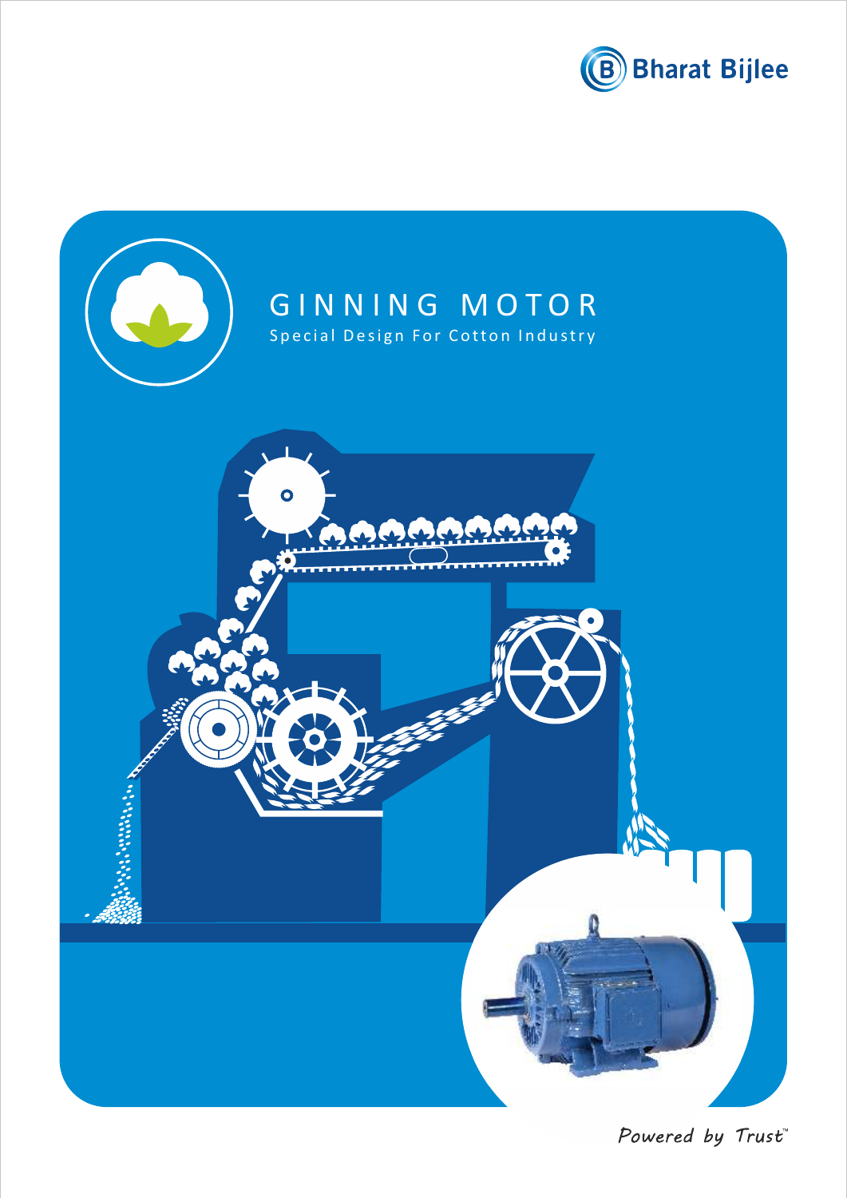Bharat Bijlee

# GINNING MOTOR

Special Design For Cotton Industry

Powered by Trust™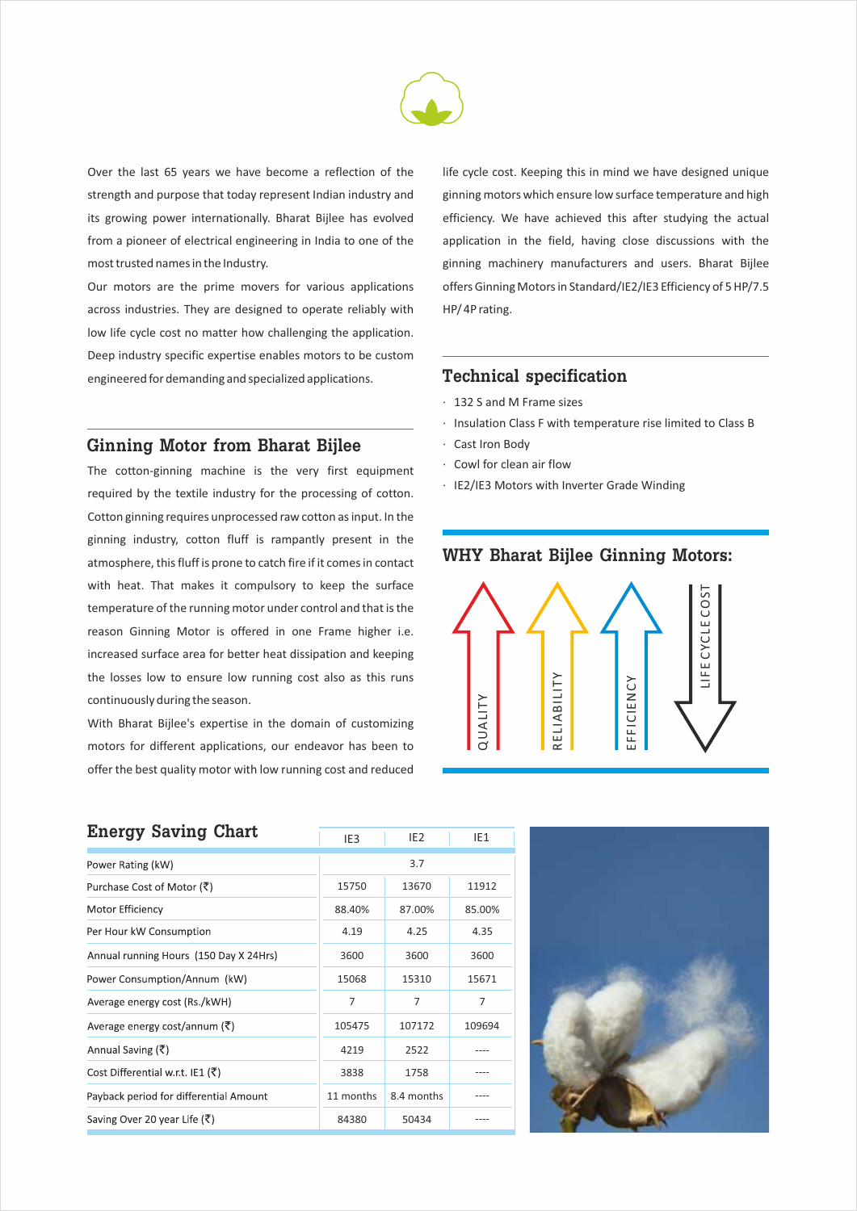Over the last 65 years we have become a reflection of the strength and purpose that today represent Indian industry and its growing power internationally. Bharat Bijlee has evolved from a pioneer of electrical engineering in India to one of the most trusted names in the Industry.

Our motors are the prime movers for various applications across industries. They are designed to operate reliably with low life cycle cost no matter how challenging the application. Deep industry specific expertise enables motors to be custom engineered for demanding and specialized applications.

## Ginning Motor from Bharat Bijlee

The cotton-ginning machine is the very first equipment required by the textile industry for the processing of cotton. Cotton ginning requires unprocessed raw cotton as input. In the ginning industry, cotton fluff is rampantly present in the atmosphere, this fluff is prone to catch fire if it comes in contact with heat. That makes it compulsory to keep the surface temperature of the running motor under control and that is the reason Ginning Motor is offered in one Frame higher i.e. increased surface area for better heat dissipation and keeping the losses low to ensure low running cost also as this runs continuously during the season.

With Bharat Bijlee's expertise in the domain of customizing motors for different applications, our endeavor has been to offer the best quality motor with low running cost and reduced life cycle cost. Keeping this in mind we have designed unique ginning motors which ensure low surface temperature and high efficiency. We have achieved this after studying the actual application in the field, having close discussions with the ginning machinery manufacturers and users. Bharat Bijlee offers Ginning Motors in Standard/IE2/IE3 Efficiency of 5 HP/7.5 HP/ 4P rating.

## Technical specification

- 132 S and M Frame sizes
- Insulation Class F with temperature rise limited to Class B
- Cast Iron Body
- Cowl for clean air flow
- IE2/IE3 Motors with Inverter Grade Winding

## WHY Bharat Bijlee Ginning Motors:

QUALITY ↑ RELIABILITY ↑ EFFICIENCY ↑ LIFE CYCLE COST ↓

## Energy Saving Chart

| | IE3 | IE2 | IE1 |
|---|---|---|---|
| Power Rating (kW) | 3.7 | | |
| Purchase Cost of Motor (₹) | 15750 | 13670 | 11912 |
| Motor Efficiency | 88.40% | 87.00% | 85.00% |
| Per Hour kW Consumption | 4.19 | 4.25 | 4.35 |
| Annual running Hours (150 Day X 24Hrs) | 3600 | 3600 | 3600 |
| Power Consumption/Annum (kW) | 15068 | 15310 | 15671 |
| Average energy cost (Rs./kWH) | 7 | 7 | 7 |
| Average energy cost/annum (₹) | 105475 | 107172 | 109694 |
| Annual Saving (₹) | 4219 | 2522 | ---- |
| Cost Differential w.r.t. IE1 (₹) | 3838 | 1758 | ---- |
| Payback period for differential Amount | 11 months | 8.4 months | ---- |
| Saving Over 20 year Life (₹) | 84380 | 50434 | ---- |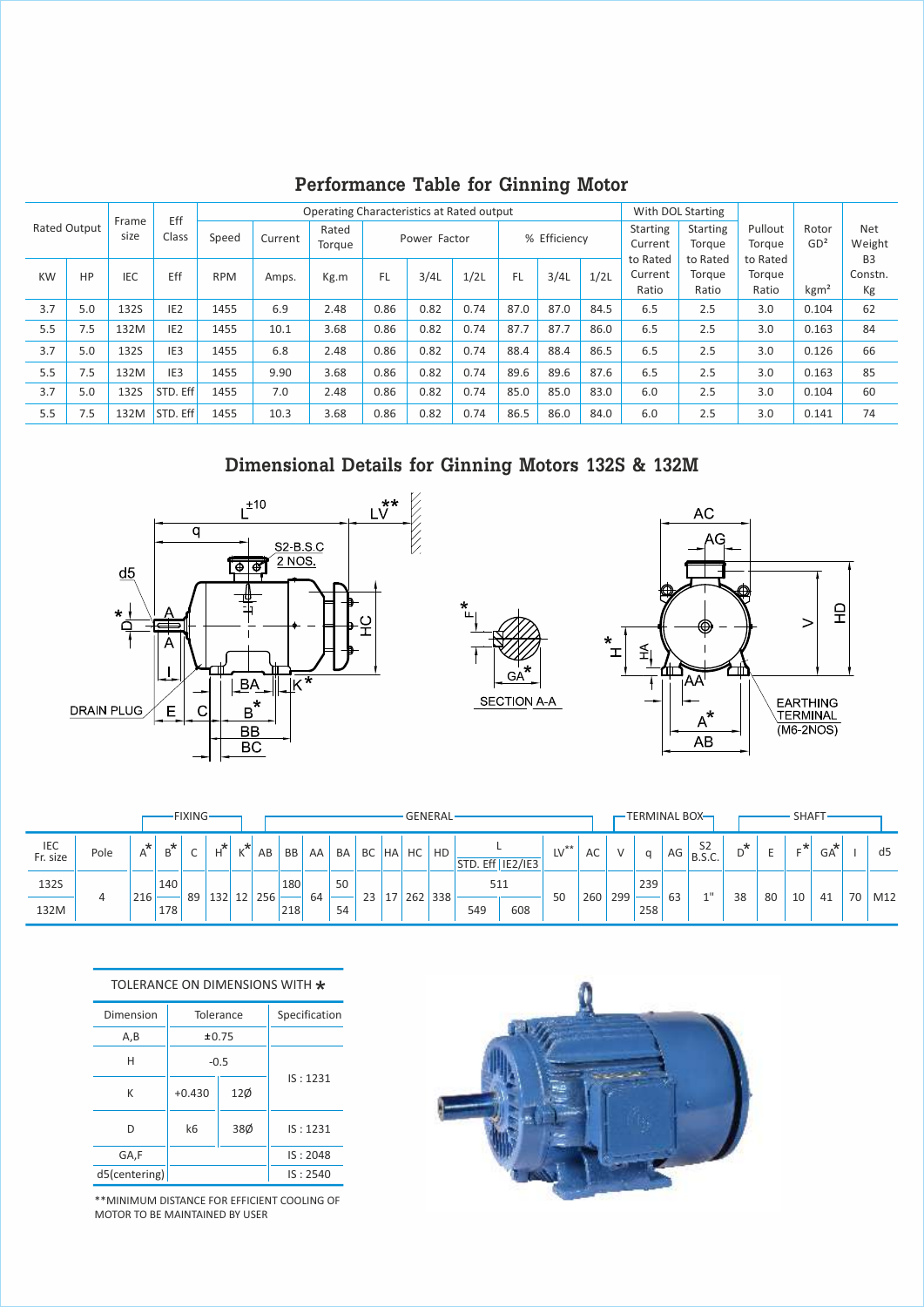# Performance Table for Ginning Motor

| Rated Output | | Frame size | Eff Class | Operating Characteristics at Rated output | | | | | | | | | With DOL Starting | | Pullout Torque | Rotor $GD^2$ | Net Weight |
|---|---|---|---|---|---|---|---|---|---|---|---|---|---|---|---|---|---|
| | | | | Speed | Current | Rated Torque | Power Factor | | | % Efficiency | | | Starting Current to Rated Current Ratio | Starting Torque to Rated Torque Ratio | to Rated Torque Ratio | | B3 Constn. |
| KW | HP | IEC | Eff | RPM | Amps. | Kg.m | FL | 3/4L | 1/2L | FL | 3/4L | 1/2L | | | | $kgm^2$ | Kg |
| 3.7 | 5.0 | 132S | IE2 | 1455 | 6.9 | 2.48 | 0.86 | 0.82 | 0.74 | 87.0 | 87.0 | 84.5 | 6.5 | 2.5 | 3.0 | 0.104 | 62 |
| 5.5 | 7.5 | 132M | IE2 | 1455 | 10.1 | 3.68 | 0.86 | 0.82 | 0.74 | 87.7 | 87.7 | 86.0 | 6.5 | 2.5 | 3.0 | 0.163 | 84 |
| 3.7 | 5.0 | 132S | IE3 | 1455 | 6.8 | 2.48 | 0.86 | 0.82 | 0.74 | 88.4 | 88.4 | 86.5 | 6.5 | 2.5 | 3.0 | 0.126 | 66 |
| 5.5 | 7.5 | 132M | IE3 | 1455 | 9.90 | 3.68 | 0.86 | 0.82 | 0.74 | 89.6 | 89.6 | 87.6 | 6.5 | 2.5 | 3.0 | 0.163 | 85 |
| 3.7 | 5.0 | 132S | STD. Eff | 1455 | 7.0 | 2.48 | 0.86 | 0.82 | 0.74 | 85.0 | 85.0 | 83.0 | 6.0 | 2.5 | 3.0 | 0.104 | 60 |
| 5.5 | 7.5 | 132M | STD. Eff | 1455 | 10.3 | 3.68 | 0.86 | 0.82 | 0.74 | 86.5 | 86.0 | 84.0 | 6.0 | 2.5 | 3.0 | 0.141 | 74 |

# Dimensional Details for Ginning Motors 132S & 132M

| | | FIXING | | | | | GENERAL | | | | | | | | | | | | TERMINAL BOX | | | SHAFT | | | | | |
|---|---|---|---|---|---|---|---|---|---|---|---|---|---|---|---|---|---|---|---|---|---|---|---|---|---|---|---|
| IEC Fr. size | Pole | A* | B* | C | H* | K* | AB | BB | AA | BA | BC | HA | HC | HD | L STD. Eff | L IE2/IE3 | LV** | AC | V | q | AG | S2 B.S.C. | D* | E | F* | GA* | I | d5 |
| 132S | 4 | 216 | 140 | 89 | 132 | 12 | 256 | 180 | 64 | 50 | 23 | 17 | 262 | 338 | 511 | | 50 | 260 | 299 | 239 | 63 | 1" | 38 | 80 | 10 | 41 | 70 | M12 |
| 132M | 4 | 216 | 178 | 89 | 132 | 12 | 256 | 218 | 64 | 54 | 23 | 17 | 262 | 338 | 549 | 608 | 50 | 260 | 299 | 258 | 63 | 1" | 38 | 80 | 10 | 41 | 70 | M12 |

TOLERANCE ON DIMENSIONS WITH *

| Dimension | Tolerance | | Specification |
|---|---|---|---|
| A,B | ±0.75 | | |
| H | -0.5 | | IS : 1231 |
| K | +0.430 | 12Ø | IS : 1231 |
| D | k6 | 38Ø | IS : 1231 |
| GA,F | | | IS : 2048 |
| d5(centering) | | | IS : 2540 |

**MINIMUM DISTANCE FOR EFFICIENT COOLING OF MOTOR TO BE MAINTAINED BY USER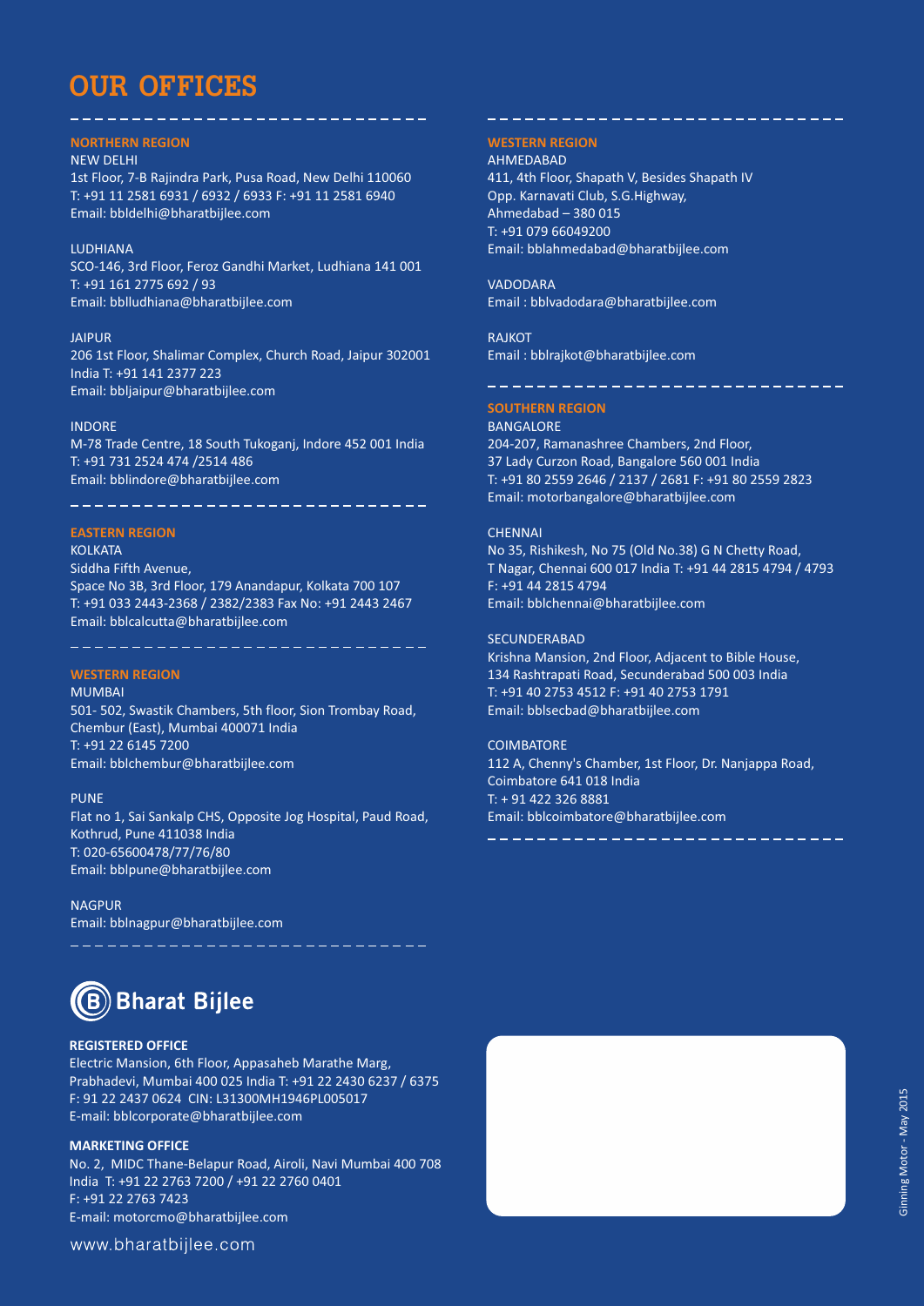# OUR OFFICES

## NORTHERN REGION

NEW DELHI
1st Floor, 7-B Rajindra Park, Pusa Road, New Delhi 110060
T: +91 11 2581 6931 / 6932 / 6933 F: +91 11 2581 6940
Email: bbldelhi@bharatbijlee.com

LUDHIANA
SCO-146, 3rd Floor, Feroz Gandhi Market, Ludhiana 141 001
T: +91 161 2775 692 / 93
Email: bblludhiana@bharatbijlee.com

JAIPUR
206 1st Floor, Shalimar Complex, Church Road, Jaipur 302001
India T: +91 141 2377 223
Email: bbljaipur@bharatbijlee.com

INDORE
M-78 Trade Centre, 18 South Tukoganj, Indore 452 001 India
T: +91 731 2524 474 /2514 486
Email: bblindore@bharatbijlee.com

## EASTERN REGION

KOLKATA
Siddha Fifth Avenue,
Space No 3B, 3rd Floor, 179 Anandapur, Kolkata 700 107
T: +91 033 2443-2368 / 2382/2383 Fax No: +91 2443 2467
Email: bblcalcutta@bharatbijlee.com

## WESTERN REGION

MUMBAI
501- 502, Swastik Chambers, 5th floor, Sion Trombay Road,
Chembur (East), Mumbai 400071 India
T: +91 22 6145 7200
Email: bblchembur@bharatbijlee.com

PUNE
Flat no 1, Sai Sankalp CHS, Opposite Jog Hospital, Paud Road,
Kothrud, Pune 411038 India
T: 020-65600478/77/76/80
Email: bblpune@bharatbijlee.com

NAGPUR
Email: bblnagpur@bharatbijlee.com

## WESTERN REGION

AHMEDABAD
411, 4th Floor, Shapath V, Besides Shapath IV
Opp. Karnavati Club, S.G.Highway,
Ahmedabad – 380 015
T: +91 079 66049200
Email: bblahmedabad@bharatbijlee.com

VADODARA
Email : bblvadodara@bharatbijlee.com

RAJKOT
Email : bblrajkot@bharatbijlee.com

## SOUTHERN REGION

BANGALORE
204-207, Ramanashree Chambers, 2nd Floor,
37 Lady Curzon Road, Bangalore 560 001 India
T: +91 80 2559 2646 / 2137 / 2681 F: +91 80 2559 2823
Email: motorbangalore@bharatbijlee.com

CHENNAI
No 35, Rishikesh, No 75 (Old No.38) G N Chetty Road,
T Nagar, Chennai 600 017 India T: +91 44 2815 4794 / 4793
F: +91 44 2815 4794
Email: bblchennai@bharatbijlee.com

SECUNDERABAD
Krishna Mansion, 2nd Floor, Adjacent to Bible House,
134 Rashtrapati Road, Secunderabad 500 003 India
T: +91 40 2753 4512 F: +91 40 2753 1791
Email: bblsecbad@bharatbijlee.com

COIMBATORE
112 A, Chenny's Chamber, 1st Floor, Dr. Nanjappa Road,
Coimbatore 641 018 India
T: + 91 422 326 8881
Email: bblcoimbatore@bharatbijlee.com

Bharat Bijlee

**REGISTERED OFFICE**
Electric Mansion, 6th Floor, Appasaheb Marathe Marg,
Prabhadevi, Mumbai 400 025 India T: +91 22 2430 6237 / 6375
F: 91 22 2437 0624 CIN: L31300MH1946PL005017
E-mail: bblcorporate@bharatbijlee.com

**MARKETING OFFICE**
No. 2, MIDC Thane-Belapur Road, Airoli, Navi Mumbai 400 708
India T: +91 22 2763 7200 / +91 22 2760 0401
F: +91 22 2763 7423
E-mail: motorcmo@bharatbijlee.com

www.bharatbijlee.com

Ginning Motor - May 2015